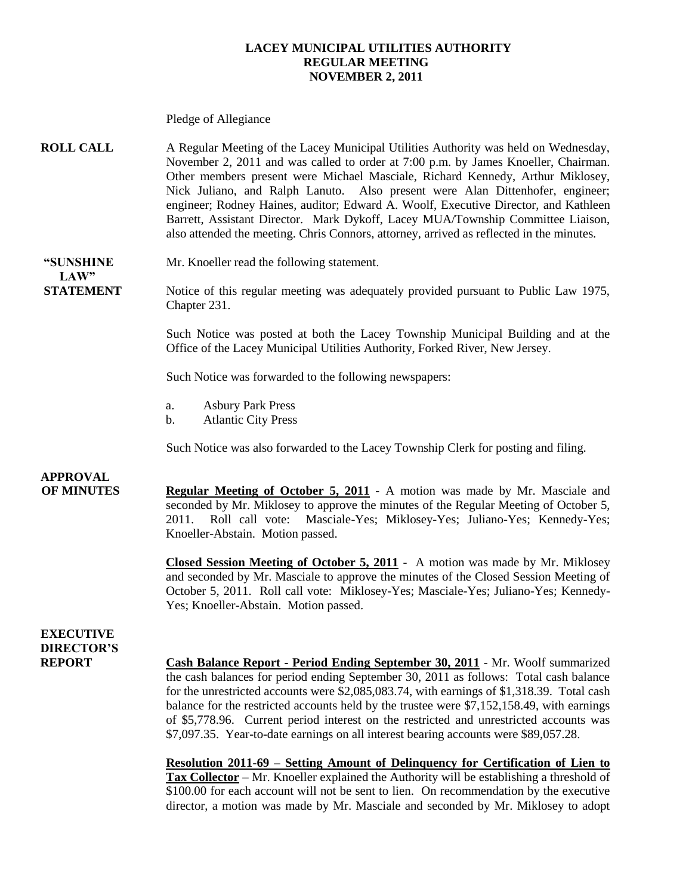**LACEY MUNICIPAL UTILITIES AUTHORITY**
**REGULAR MEETING**
**NOVEMBER 2, 2011**

Pledge of Allegiance

**ROLL CALL**

A Regular Meeting of the Lacey Municipal Utilities Authority was held on Wednesday, November 2, 2011 and was called to order at 7:00 p.m. by James Knoeller, Chairman. Other members present were Michael Masciale, Richard Kennedy, Arthur Miklosey, Nick Juliano, and Ralph Lanuto. Also present were Alan Dittenhofer, engineer; engineer; Rodney Haines, auditor; Edward A. Woolf, Executive Director, and Kathleen Barrett, Assistant Director. Mark Dykoff, Lacey MUA/Township Committee Liaison, also attended the meeting. Chris Connors, attorney, arrived as reflected in the minutes.

**"SUNSHINE LAW" STATEMENT**

Mr. Knoeller read the following statement.

Notice of this regular meeting was adequately provided pursuant to Public Law 1975, Chapter 231.

Such Notice was posted at both the Lacey Township Municipal Building and at the Office of the Lacey Municipal Utilities Authority, Forked River, New Jersey.

Such Notice was forwarded to the following newspapers:

a. Asbury Park Press
b. Atlantic City Press

Such Notice was also forwarded to the Lacey Township Clerk for posting and filing.

**APPROVAL OF MINUTES**

**Regular Meeting of October 5, 2011** - A motion was made by Mr. Masciale and seconded by Mr. Miklosey to approve the minutes of the Regular Meeting of October 5, 2011. Roll call vote: Masciale-Yes; Miklosey-Yes; Juliano-Yes; Kennedy-Yes; Knoeller-Abstain. Motion passed.

**Closed Session Meeting of October 5, 2011** - A motion was made by Mr. Miklosey and seconded by Mr. Masciale to approve the minutes of the Closed Session Meeting of October 5, 2011. Roll call vote: Miklosey-Yes; Masciale-Yes; Juliano-Yes; Kennedy-Yes; Knoeller-Abstain. Motion passed.

**EXECUTIVE DIRECTOR'S REPORT**

**Cash Balance Report - Period Ending September 30, 2011** - Mr. Woolf summarized the cash balances for period ending September 30, 2011 as follows: Total cash balance for the unrestricted accounts were $2,085,083.74, with earnings of $1,318.39. Total cash balance for the restricted accounts held by the trustee were $7,152,158.49, with earnings of $5,778.96. Current period interest on the restricted and unrestricted accounts was $7,097.35. Year-to-date earnings on all interest bearing accounts were $89,057.28.

**Resolution 2011-69 – Setting Amount of Delinquency for Certification of Lien to Tax Collector** – Mr. Knoeller explained the Authority will be establishing a threshold of $100.00 for each account will not be sent to lien. On recommendation by the executive director, a motion was made by Mr. Masciale and seconded by Mr. Miklosey to adopt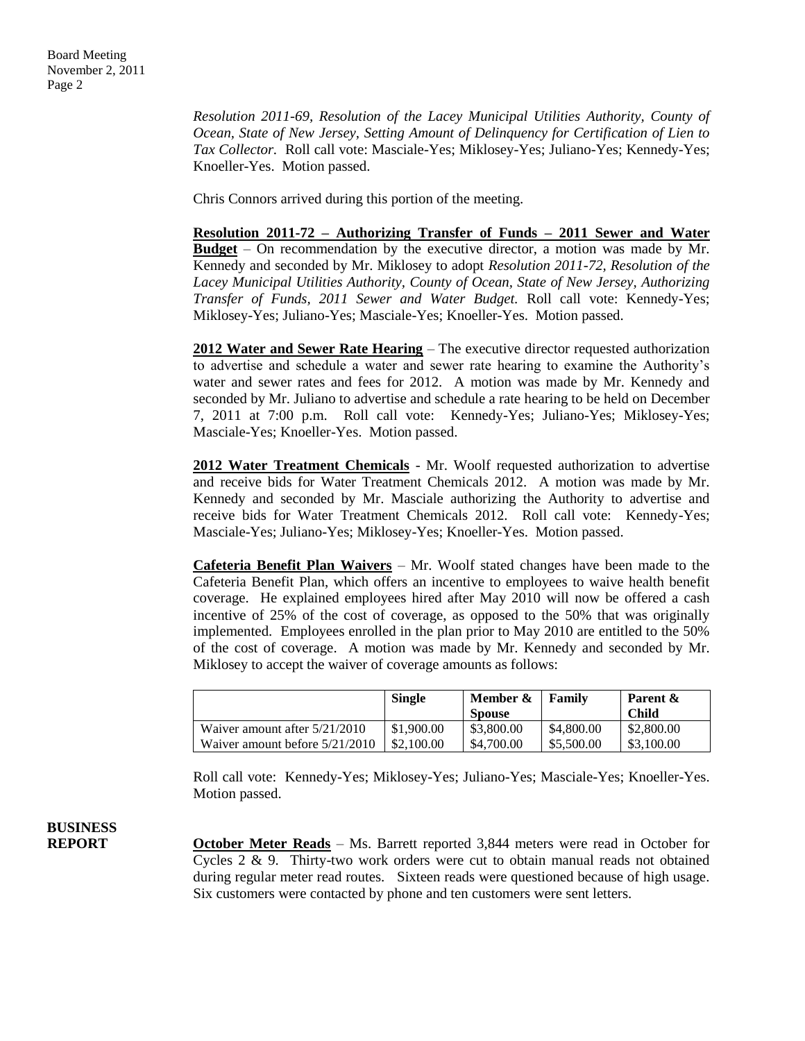*Resolution 2011-69, Resolution of the Lacey Municipal Utilities Authority, County of Ocean, State of New Jersey, Setting Amount of Delinquency for Certification of Lien to Tax Collector.* Roll call vote: Masciale-Yes; Miklosey-Yes; Juliano-Yes; Kennedy-Yes; Knoeller-Yes. Motion passed.

Chris Connors arrived during this portion of the meeting.

**Resolution 2011-72 – Authorizing Transfer of Funds – 2011 Sewer and Water Budget** – On recommendation by the executive director, a motion was made by Mr. Kennedy and seconded by Mr. Miklosey to adopt *Resolution 2011-72, Resolution of the Lacey Municipal Utilities Authority, County of Ocean, State of New Jersey, Authorizing Transfer of Funds, 2011 Sewer and Water Budget.* Roll call vote: Kennedy-Yes; Miklosey-Yes; Juliano-Yes; Masciale-Yes; Knoeller-Yes. Motion passed.

**2012 Water and Sewer Rate Hearing** – The executive director requested authorization to advertise and schedule a water and sewer rate hearing to examine the Authority's water and sewer rates and fees for 2012. A motion was made by Mr. Kennedy and seconded by Mr. Juliano to advertise and schedule a rate hearing to be held on December 7, 2011 at 7:00 p.m. Roll call vote: Kennedy-Yes; Juliano-Yes; Miklosey-Yes; Masciale-Yes; Knoeller-Yes. Motion passed.

**2012 Water Treatment Chemicals** - Mr. Woolf requested authorization to advertise and receive bids for Water Treatment Chemicals 2012. A motion was made by Mr. Kennedy and seconded by Mr. Masciale authorizing the Authority to advertise and receive bids for Water Treatment Chemicals 2012. Roll call vote: Kennedy-Yes; Masciale-Yes; Juliano-Yes; Miklosey-Yes; Knoeller-Yes. Motion passed.

**Cafeteria Benefit Plan Waivers** – Mr. Woolf stated changes have been made to the Cafeteria Benefit Plan, which offers an incentive to employees to waive health benefit coverage. He explained employees hired after May 2010 will now be offered a cash incentive of 25% of the cost of coverage, as opposed to the 50% that was originally implemented. Employees enrolled in the plan prior to May 2010 are entitled to the 50% of the cost of coverage. A motion was made by Mr. Kennedy and seconded by Mr. Miklosey to accept the waiver of coverage amounts as follows:

| | Single | Member & Spouse | Family | Parent & Child |
|---|---|---|---|---|
| Waiver amount after 5/21/2010 | $1,900.00 | $3,800.00 | $4,800.00 | $2,800.00 |
| Waiver amount before 5/21/2010 | $2,100.00 | $4,700.00 | $5,500.00 | $3,100.00 |

Roll call vote: Kennedy-Yes; Miklosey-Yes; Juliano-Yes; Masciale-Yes; Knoeller-Yes. Motion passed.

## BUSINESS REPORT

**October Meter Reads** – Ms. Barrett reported 3,844 meters were read in October for Cycles 2 & 9. Thirty-two work orders were cut to obtain manual reads not obtained during regular meter read routes. Sixteen reads were questioned because of high usage. Six customers were contacted by phone and ten customers were sent letters.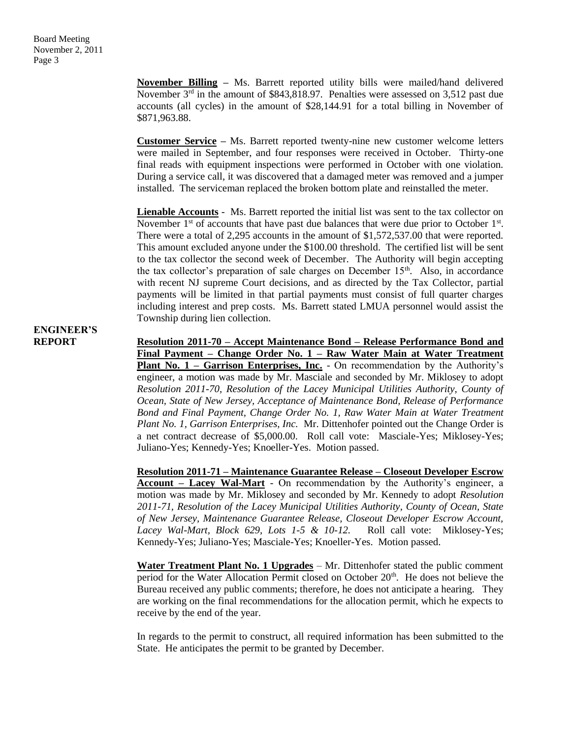**November Billing** – Ms. Barrett reported utility bills were mailed/hand delivered November 3rd in the amount of $843,818.97. Penalties were assessed on 3,512 past due accounts (all cycles) in the amount of $28,144.91 for a total billing in November of $871,963.88.

**Customer Service** – Ms. Barrett reported twenty-nine new customer welcome letters were mailed in September, and four responses were received in October. Thirty-one final reads with equipment inspections were performed in October with one violation. During a service call, it was discovered that a damaged meter was removed and a jumper installed. The serviceman replaced the broken bottom plate and reinstalled the meter.

**Lienable Accounts** - Ms. Barrett reported the initial list was sent to the tax collector on November 1st of accounts that have past due balances that were due prior to October 1st. There were a total of 2,295 accounts in the amount of $1,572,537.00 that were reported. This amount excluded anyone under the $100.00 threshold. The certified list will be sent to the tax collector the second week of December. The Authority will begin accepting the tax collector's preparation of sale charges on December 15th. Also, in accordance with recent NJ supreme Court decisions, and as directed by the Tax Collector, partial payments will be limited in that partial payments must consist of full quarter charges including interest and prep costs. Ms. Barrett stated LMUA personnel would assist the Township during lien collection.

**ENGINEER'S REPORT**

**Resolution 2011-70 – Accept Maintenance Bond – Release Performance Bond and Final Payment – Change Order No. 1 – Raw Water Main at Water Treatment Plant No. 1 – Garrison Enterprises, Inc.** - On recommendation by the Authority's engineer, a motion was made by Mr. Masciale and seconded by Mr. Miklosey to adopt *Resolution 2011-70, Resolution of the Lacey Municipal Utilities Authority, County of Ocean, State of New Jersey, Acceptance of Maintenance Bond, Release of Performance Bond and Final Payment, Change Order No. 1, Raw Water Main at Water Treatment Plant No. 1, Garrison Enterprises, Inc.* Mr. Dittenhofer pointed out the Change Order is a net contract decrease of $5,000.00. Roll call vote: Masciale-Yes; Miklosey-Yes; Juliano-Yes; Kennedy-Yes; Knoeller-Yes. Motion passed.

**Resolution 2011-71 – Maintenance Guarantee Release – Closeout Developer Escrow Account – Lacey Wal-Mart** - On recommendation by the Authority's engineer, a motion was made by Mr. Miklosey and seconded by Mr. Kennedy to adopt *Resolution 2011-71, Resolution of the Lacey Municipal Utilities Authority, County of Ocean, State of New Jersey, Maintenance Guarantee Release, Closeout Developer Escrow Account, Lacey Wal-Mart, Block 629, Lots 1-5 & 10-12.* Roll call vote: Miklosey-Yes; Kennedy-Yes; Juliano-Yes; Masciale-Yes; Knoeller-Yes. Motion passed.

**Water Treatment Plant No. 1 Upgrades** – Mr. Dittenhofer stated the public comment period for the Water Allocation Permit closed on October 20th. He does not believe the Bureau received any public comments; therefore, he does not anticipate a hearing. They are working on the final recommendations for the allocation permit, which he expects to receive by the end of the year.

In regards to the permit to construct, all required information has been submitted to the State. He anticipates the permit to be granted by December.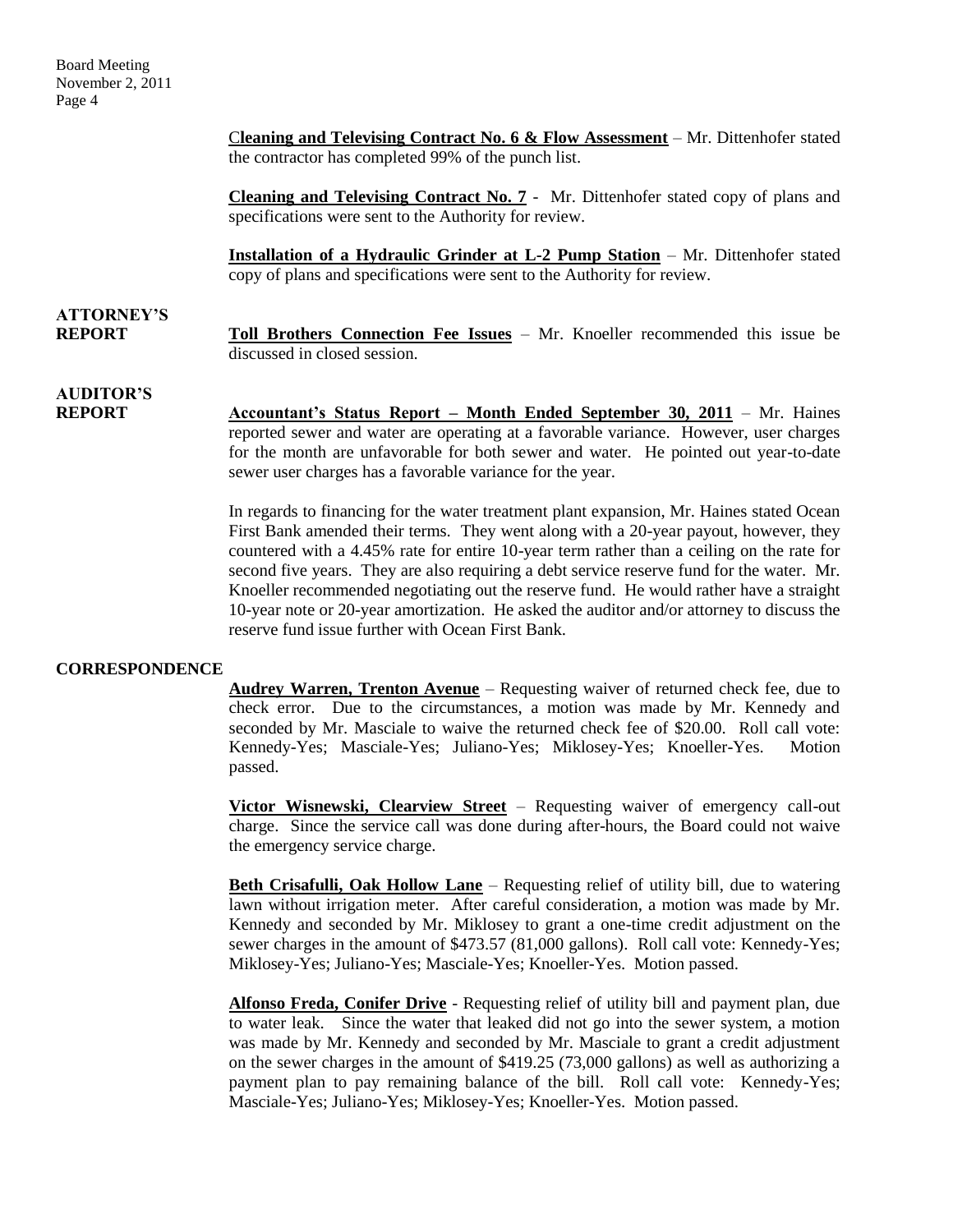**Cleaning and Televising Contract No. 6 & Flow Assessment** – Mr. Dittenhofer stated the contractor has completed 99% of the punch list.

**Cleaning and Televising Contract No. 7** - Mr. Dittenhofer stated copy of plans and specifications were sent to the Authority for review.

**Installation of a Hydraulic Grinder at L-2 Pump Station** – Mr. Dittenhofer stated copy of plans and specifications were sent to the Authority for review.

**ATTORNEY'S REPORT**

**Toll Brothers Connection Fee Issues** – Mr. Knoeller recommended this issue be discussed in closed session.

**AUDITOR'S REPORT**

**Accountant's Status Report – Month Ended September 30, 2011** – Mr. Haines reported sewer and water are operating at a favorable variance. However, user charges for the month are unfavorable for both sewer and water. He pointed out year-to-date sewer user charges has a favorable variance for the year.

In regards to financing for the water treatment plant expansion, Mr. Haines stated Ocean First Bank amended their terms. They went along with a 20-year payout, however, they countered with a 4.45% rate for entire 10-year term rather than a ceiling on the rate for second five years. They are also requiring a debt service reserve fund for the water. Mr. Knoeller recommended negotiating out the reserve fund. He would rather have a straight 10-year note or 20-year amortization. He asked the auditor and/or attorney to discuss the reserve fund issue further with Ocean First Bank.

**CORRESPONDENCE**

**Audrey Warren, Trenton Avenue** – Requesting waiver of returned check fee, due to check error. Due to the circumstances, a motion was made by Mr. Kennedy and seconded by Mr. Masciale to waive the returned check fee of $20.00. Roll call vote: Kennedy-Yes; Masciale-Yes; Juliano-Yes; Miklosey-Yes; Knoeller-Yes. Motion passed.

**Victor Wisnewski, Clearview Street** – Requesting waiver of emergency call-out charge. Since the service call was done during after-hours, the Board could not waive the emergency service charge.

**Beth Crisafulli, Oak Hollow Lane** – Requesting relief of utility bill, due to watering lawn without irrigation meter. After careful consideration, a motion was made by Mr. Kennedy and seconded by Mr. Miklosey to grant a one-time credit adjustment on the sewer charges in the amount of $473.57 (81,000 gallons). Roll call vote: Kennedy-Yes; Miklosey-Yes; Juliano-Yes; Masciale-Yes; Knoeller-Yes. Motion passed.

**Alfonso Freda, Conifer Drive** - Requesting relief of utility bill and payment plan, due to water leak. Since the water that leaked did not go into the sewer system, a motion was made by Mr. Kennedy and seconded by Mr. Masciale to grant a credit adjustment on the sewer charges in the amount of $419.25 (73,000 gallons) as well as authorizing a payment plan to pay remaining balance of the bill. Roll call vote: Kennedy-Yes; Masciale-Yes; Juliano-Yes; Miklosey-Yes; Knoeller-Yes. Motion passed.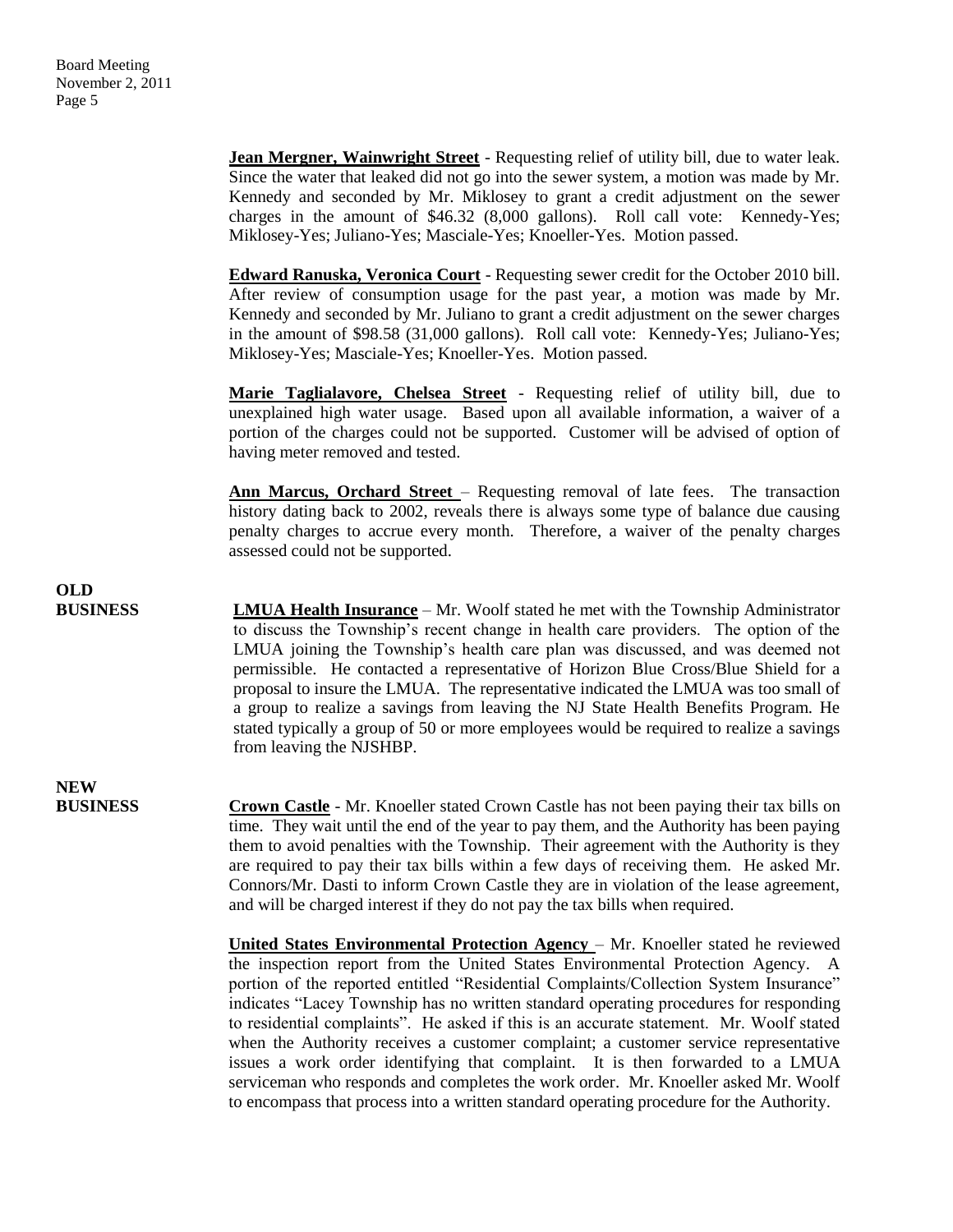**Jean Mergner, Wainwright Street** - Requesting relief of utility bill, due to water leak. Since the water that leaked did not go into the sewer system, a motion was made by Mr. Kennedy and seconded by Mr. Miklosey to grant a credit adjustment on the sewer charges in the amount of $46.32 (8,000 gallons). Roll call vote: Kennedy-Yes; Miklosey-Yes; Juliano-Yes; Masciale-Yes; Knoeller-Yes. Motion passed.

**Edward Ranuska, Veronica Court** - Requesting sewer credit for the October 2010 bill. After review of consumption usage for the past year, a motion was made by Mr. Kennedy and seconded by Mr. Juliano to grant a credit adjustment on the sewer charges in the amount of $98.58 (31,000 gallons). Roll call vote: Kennedy-Yes; Juliano-Yes; Miklosey-Yes; Masciale-Yes; Knoeller-Yes. Motion passed.

**Marie Taglialavore, Chelsea Street** - Requesting relief of utility bill, due to unexplained high water usage. Based upon all available information, a waiver of a portion of the charges could not be supported. Customer will be advised of option of having meter removed and tested.

**Ann Marcus, Orchard Street** – Requesting removal of late fees. The transaction history dating back to 2002, reveals there is always some type of balance due causing penalty charges to accrue every month. Therefore, a waiver of the penalty charges assessed could not be supported.

## OLD BUSINESS

**LMUA Health Insurance** – Mr. Woolf stated he met with the Township Administrator to discuss the Township's recent change in health care providers. The option of the LMUA joining the Township's health care plan was discussed, and was deemed not permissible. He contacted a representative of Horizon Blue Cross/Blue Shield for a proposal to insure the LMUA. The representative indicated the LMUA was too small of a group to realize a savings from leaving the NJ State Health Benefits Program. He stated typically a group of 50 or more employees would be required to realize a savings from leaving the NJSHBP.

## NEW BUSINESS

**Crown Castle** - Mr. Knoeller stated Crown Castle has not been paying their tax bills on time. They wait until the end of the year to pay them, and the Authority has been paying them to avoid penalties with the Township. Their agreement with the Authority is they are required to pay their tax bills within a few days of receiving them. He asked Mr. Connors/Mr. Dasti to inform Crown Castle they are in violation of the lease agreement, and will be charged interest if they do not pay the tax bills when required.

**United States Environmental Protection Agency** – Mr. Knoeller stated he reviewed the inspection report from the United States Environmental Protection Agency. A portion of the reported entitled "Residential Complaints/Collection System Insurance" indicates "Lacey Township has no written standard operating procedures for responding to residential complaints". He asked if this is an accurate statement. Mr. Woolf stated when the Authority receives a customer complaint; a customer service representative issues a work order identifying that complaint. It is then forwarded to a LMUA serviceman who responds and completes the work order. Mr. Knoeller asked Mr. Woolf to encompass that process into a written standard operating procedure for the Authority.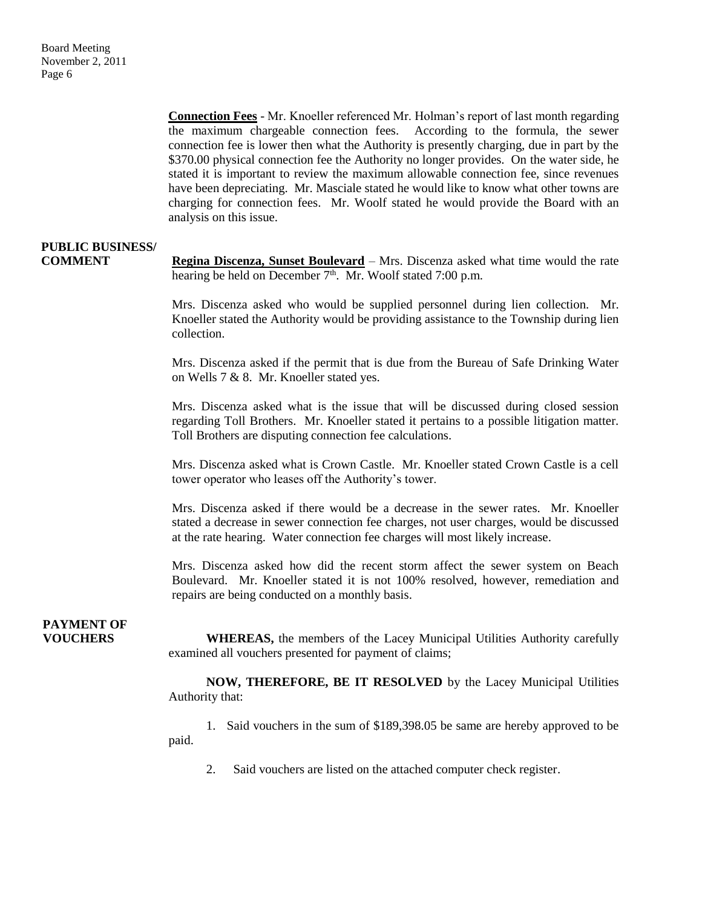**Connection Fees** - Mr. Knoeller referenced Mr. Holman's report of last month regarding the maximum chargeable connection fees. According to the formula, the sewer connection fee is lower then what the Authority is presently charging, due in part by the \$370.00 physical connection fee the Authority no longer provides. On the water side, he stated it is important to review the maximum allowable connection fee, since revenues have been depreciating. Mr. Masciale stated he would like to know what other towns are charging for connection fees. Mr. Woolf stated he would provide the Board with an analysis on this issue.

**PUBLIC BUSINESS/ COMMENT**

**Regina Discenza, Sunset Boulevard** – Mrs. Discenza asked what time would the rate hearing be held on December 7th. Mr. Woolf stated 7:00 p.m.

Mrs. Discenza asked who would be supplied personnel during lien collection. Mr. Knoeller stated the Authority would be providing assistance to the Township during lien collection.

Mrs. Discenza asked if the permit that is due from the Bureau of Safe Drinking Water on Wells 7 & 8. Mr. Knoeller stated yes.

Mrs. Discenza asked what is the issue that will be discussed during closed session regarding Toll Brothers. Mr. Knoeller stated it pertains to a possible litigation matter. Toll Brothers are disputing connection fee calculations.

Mrs. Discenza asked what is Crown Castle. Mr. Knoeller stated Crown Castle is a cell tower operator who leases off the Authority's tower.

Mrs. Discenza asked if there would be a decrease in the sewer rates. Mr. Knoeller stated a decrease in sewer connection fee charges, not user charges, would be discussed at the rate hearing. Water connection fee charges will most likely increase.

Mrs. Discenza asked how did the recent storm affect the sewer system on Beach Boulevard. Mr. Knoeller stated it is not 100% resolved, however, remediation and repairs are being conducted on a monthly basis.

**PAYMENT OF VOUCHERS**

**WHEREAS,** the members of the Lacey Municipal Utilities Authority carefully examined all vouchers presented for payment of claims;

**NOW, THEREFORE, BE IT RESOLVED** by the Lacey Municipal Utilities Authority that:

1. Said vouchers in the sum of \$189,398.05 be same are hereby approved to be paid.

2. Said vouchers are listed on the attached computer check register.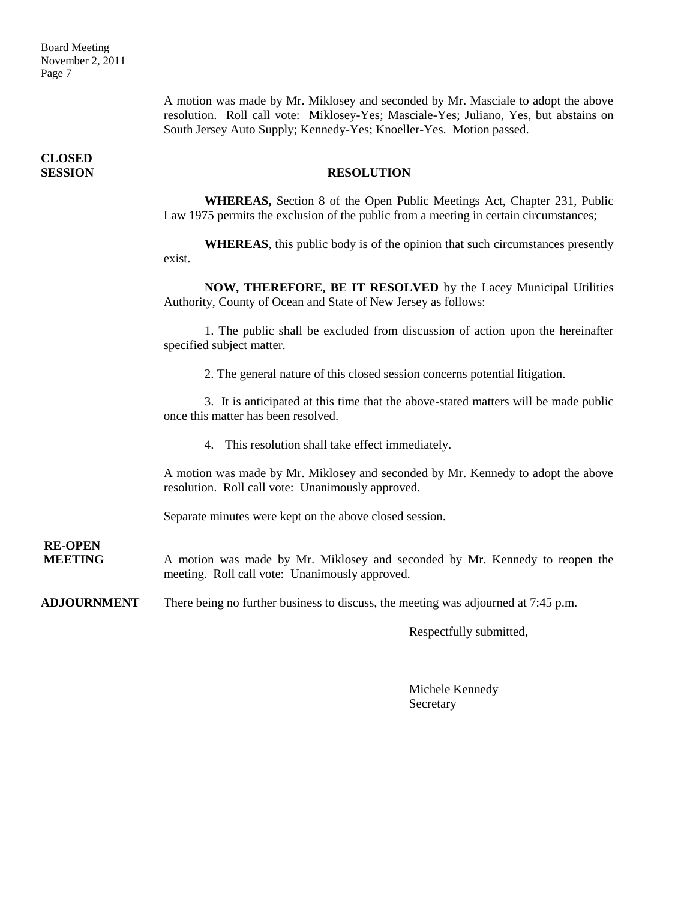A motion was made by Mr. Miklosey and seconded by Mr. Masciale to adopt the above resolution. Roll call vote: Miklosey-Yes; Masciale-Yes; Juliano, Yes, but abstains on South Jersey Auto Supply; Kennedy-Yes; Knoeller-Yes. Motion passed.

**CLOSED SESSION**

**RESOLUTION**

**WHEREAS,** Section 8 of the Open Public Meetings Act, Chapter 231, Public Law 1975 permits the exclusion of the public from a meeting in certain circumstances;

**WHEREAS**, this public body is of the opinion that such circumstances presently exist.

**NOW, THEREFORE, BE IT RESOLVED** by the Lacey Municipal Utilities Authority, County of Ocean and State of New Jersey as follows:

1. The public shall be excluded from discussion of action upon the hereinafter specified subject matter.

2. The general nature of this closed session concerns potential litigation.

3. It is anticipated at this time that the above-stated matters will be made public once this matter has been resolved.

4. This resolution shall take effect immediately.

A motion was made by Mr. Miklosey and seconded by Mr. Kennedy to adopt the above resolution. Roll call vote: Unanimously approved.

Separate minutes were kept on the above closed session.

**RE-OPEN MEETING**

A motion was made by Mr. Miklosey and seconded by Mr. Kennedy to reopen the meeting. Roll call vote: Unanimously approved.

**ADJOURNMENT**

There being no further business to discuss, the meeting was adjourned at 7:45 p.m.

Respectfully submitted,

Michele Kennedy
Secretary